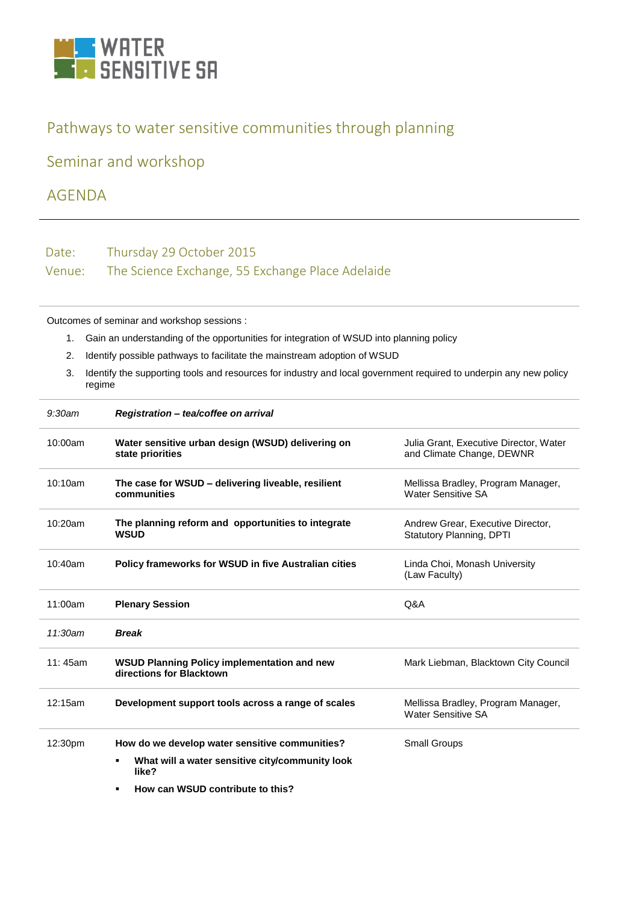WATER SENSITIVE SA

# Pathways to water sensitive communities through planning

## Seminar and workshop

## AGENDA

Date: Thursday 29 October 2015

Venue: The Science Exchange, 55 Exchange Place Adelaide

Outcomes of seminar and workshop sessions :

1. Gain an understanding of the opportunities for integration of WSUD into planning policy
2. Identify possible pathways to facilitate the mainstream adoption of WSUD
3. Identify the supporting tools and resources for industry and local government required to underpin any new policy regime

| Time | Session | Presenter |
|---|---|---|
| *9:30am* | ***Registration – tea/coffee on arrival*** | |
| 10:00am | **Water sensitive urban design (WSUD) delivering on state priorities** | Julia Grant, Executive Director, Water and Climate Change, DEWNR |
| 10:10am | **The case for WSUD – delivering liveable, resilient communities** | Mellissa Bradley, Program Manager, Water Sensitive SA |
| 10:20am | **The planning reform and opportunities to integrate WSUD** | Andrew Grear, Executive Director, Statutory Planning, DPTI |
| 10:40am | **Policy frameworks for WSUD in five Australian cities** | Linda Choi, Monash University (Law Faculty) |
| 11:00am | **Plenary Session** | Q&A |
| *11:30am* | ***Break*** | |
| 11: 45am | **WSUD Planning Policy implementation and new directions for Blacktown** | Mark Liebman, Blacktown City Council |
| 12:15am | **Development support tools across a range of scales** | Mellissa Bradley, Program Manager, Water Sensitive SA |
| 12:30pm | **How do we develop water sensitive communities?**<br>▪ **What will a water sensitive city/community look like?**<br>▪ **How can WSUD contribute to this?** | Small Groups |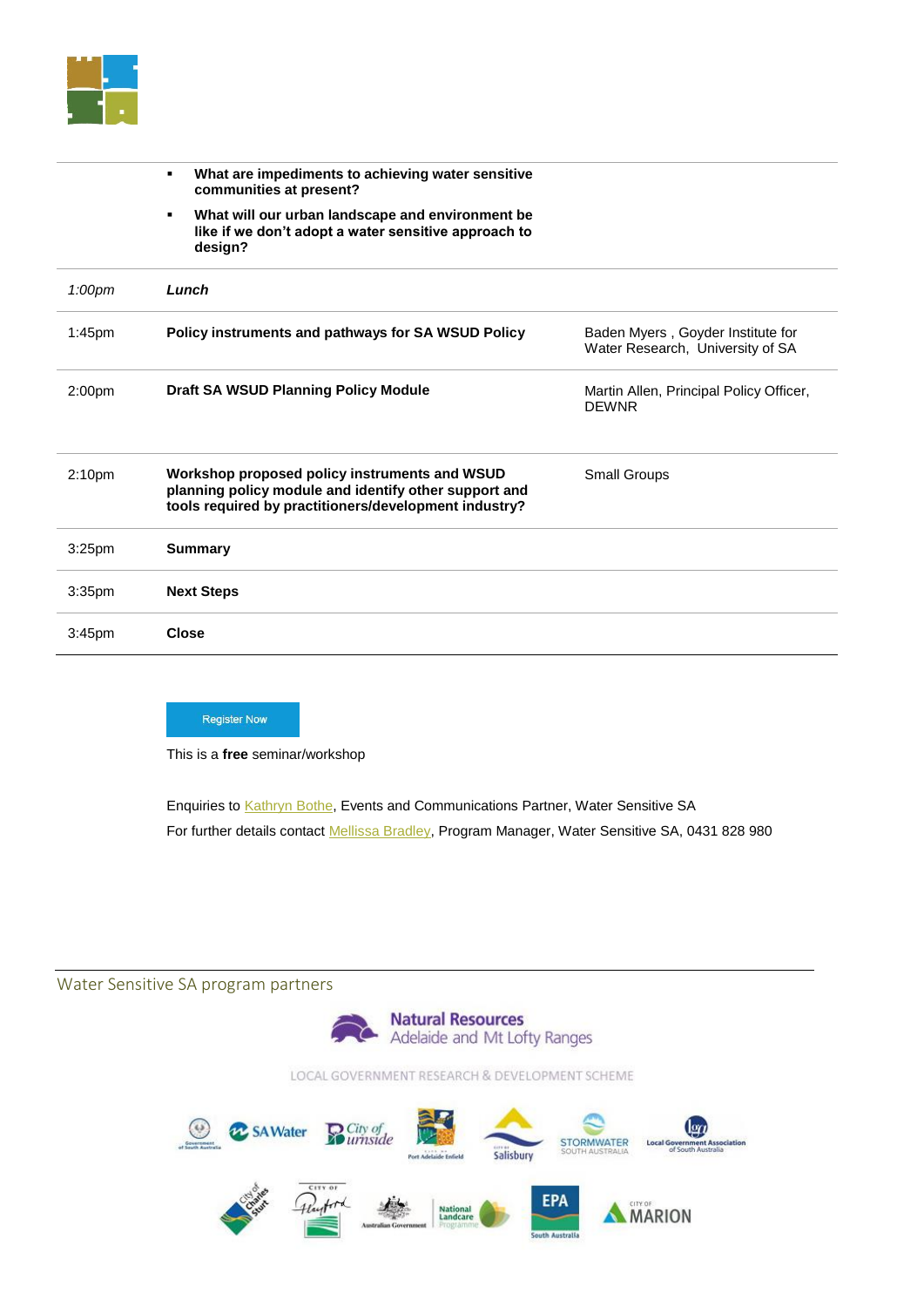| | | |
|---|---|---|
| | ▪ **What are impediments to achieving water sensitive communities at present?**<br>▪ **What will our urban landscape and environment be like if we don't adopt a water sensitive approach to design?** | |
| *1:00pm* | ***Lunch*** | |
| 1:45pm | **Policy instruments and pathways for SA WSUD Policy** | Baden Myers , Goyder Institute for Water Research, University of SA |
| 2:00pm | **Draft SA WSUD Planning Policy Module** | Martin Allen, Principal Policy Officer, DEWNR |
| 2:10pm | **Workshop proposed policy instruments and WSUD planning policy module and identify other support and tools required by practitioners/development industry?** | Small Groups |
| 3:25pm | **Summary** | |
| 3:35pm | **Next Steps** | |
| 3:45pm | **Close** | |

Register Now

This is a **free** seminar/workshop

Enquiries to Kathryn Bothe, Events and Communications Partner, Water Sensitive SA

For further details contact Mellissa Bradley, Program Manager, Water Sensitive SA, 0431 828 980

Water Sensitive SA program partners

Natural Resources Adelaide and Mt Lofty Ranges

LOCAL GOVERNMENT RESEARCH & DEVELOPMENT SCHEME

Government of South Australia · SA Water · City of Burnside · Port Adelaide Enfield · Salisbury · Stormwater South Australia · Local Government Association of South Australia · City of Charles Sturt · City of Playford · Australian Government · National Landcare Programme · EPA South Australia · City of Marion